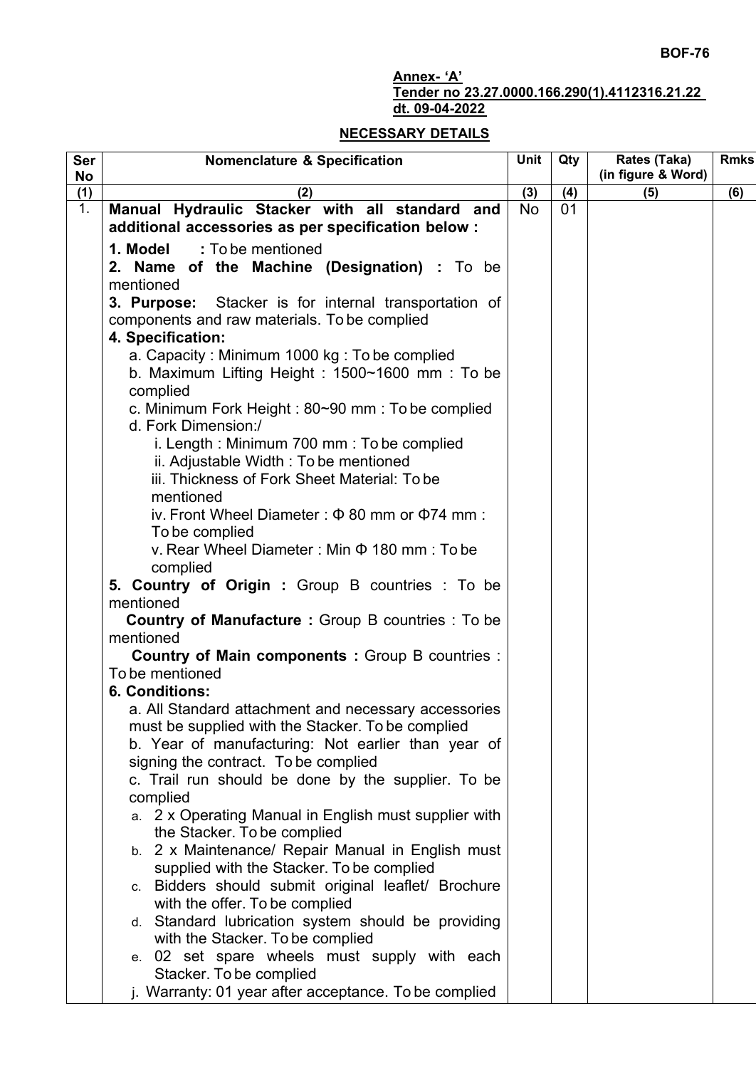BOF-76

**Annex- 'A'**
**Tender no 23.27.0000.166.290(1).4112316.21.22 dt. 09-04-2022**

## NECESSARY DETAILS

| Ser No | Nomenclature & Specification | Unit | Qty | Rates (Taka) (in figure & Word) | Rmks |
|---|---|---|---|---|---|
| (1) | (2) | (3) | (4) | (5) | (6) |
| 1. | **Manual Hydraulic Stacker with all standard and additional accessories as per specification below :**<br><br>**1. Model :** To be mentioned<br>**2. Name of the Machine (Designation) :** To be mentioned<br>**3. Purpose:** Stacker is for internal transportation of components and raw materials. To be complied<br>**4. Specification:**<br>a. Capacity : Minimum 1000 kg : To be complied<br>b. Maximum Lifting Height : 1500~1600 mm : To be complied<br>c. Minimum Fork Height : 80~90 mm : To be complied<br>d. Fork Dimension:/<br>i. Length : Minimum 700 mm : To be complied<br>ii. Adjustable Width : To be mentioned<br>iii. Thickness of Fork Sheet Material: To be mentioned<br>iv. Front Wheel Diameter : Φ 80 mm or Φ74 mm : To be complied<br>v. Rear Wheel Diameter : Min Φ 180 mm : To be complied<br>**5. Country of Origin :** Group B countries : To be mentioned<br>**Country of Manufacture :** Group B countries : To be mentioned<br>**Country of Main components :** Group B countries : To be mentioned<br>**6. Conditions:**<br>a. All Standard attachment and necessary accessories must be supplied with the Stacker. To be complied<br>b. Year of manufacturing: Not earlier than year of signing the contract. To be complied<br>c. Trail run should be done by the supplier. To be complied<br>a. 2 x Operating Manual in English must supplier with the Stacker. To be complied<br>b. 2 x Maintenance/ Repair Manual in English must supplied with the Stacker. To be complied<br>c. Bidders should submit original leaflet/ Brochure with the offer. To be complied<br>d. Standard lubrication system should be providing with the Stacker. To be complied<br>e. 02 set spare wheels must supply with each Stacker. To be complied<br>j. Warranty: 01 year after acceptance. To be complied | No | 01 | | |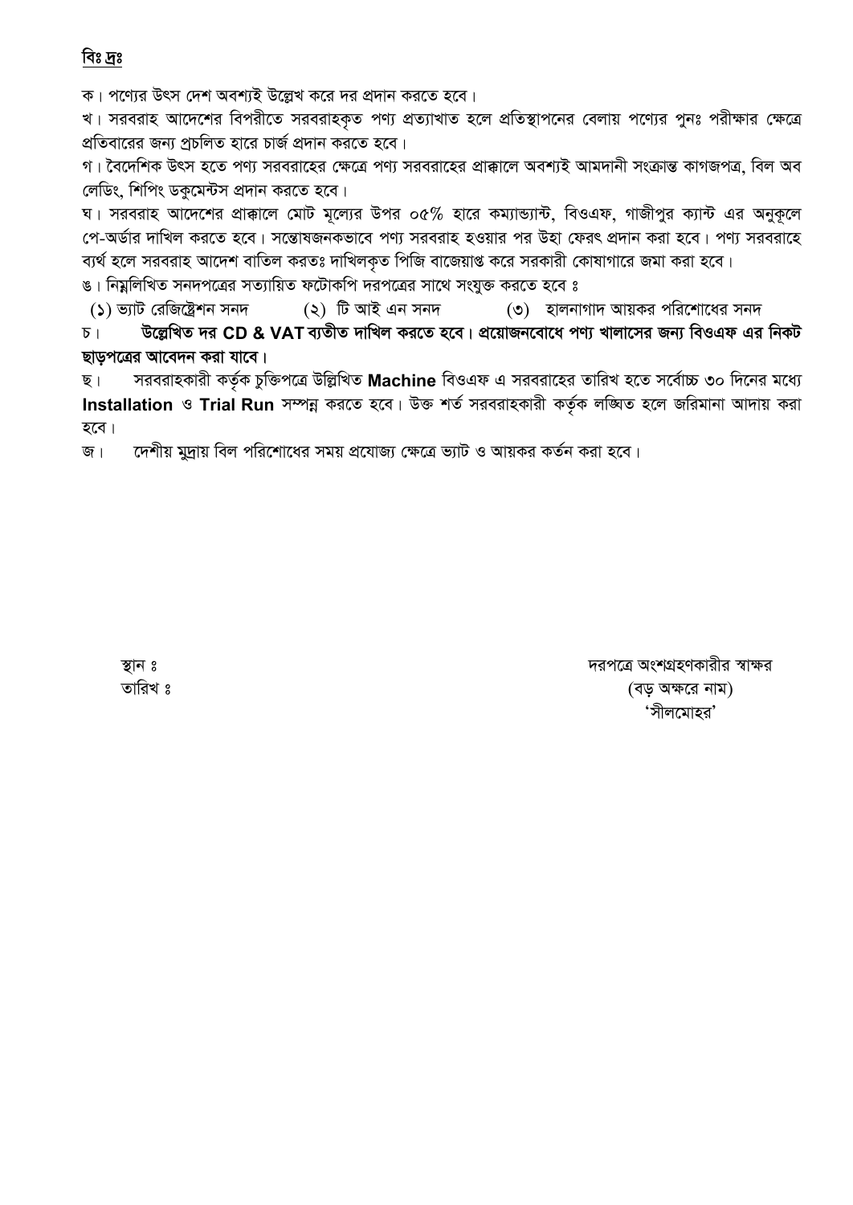**বিঃ দ্রঃ**

ক। পণ্যের উৎস দেশ অবশ্যই উল্লেখ করে দর প্রদান করতে হবে।

খ। সরবরাহ আদেশের বিপরীতে সরবরাহকৃত পণ্য প্রত্যাখাত হলে প্রতিস্থাপনের বেলায় পণ্যের পুনঃ পরীক্ষার ক্ষেত্রে প্রতিবারের জন্য প্রচলিত হারে চার্জ প্রদান করতে হবে।

গ। বৈদেশিক উৎস হতে পণ্য সরবরাহের ক্ষেত্রে পণ্য সরবরাহের প্রাক্কালে অবশ্যই আমদানী সংক্রান্ত কাগজপত্র, বিল অব লেডিং, শিপিং ডকুমেন্টস প্রদান করতে হবে।

ঘ। সরবরাহ আদেশের প্রাক্কালে মোট মূল্যের উপর ০৫% হারে কম্যান্ড্যান্ট, বিওএফ, গাজীপুর ক্যান্ট এর অনুকূলে পে-অর্ডার দাখিল করতে হবে। সন্তোষজনকভাবে পণ্য সরবরাহ হওয়ার পর উহা ফেরৎ প্রদান করা হবে। পণ্য সরবরাহে ব্যর্থ হলে সরবরাহ আদেশ বাতিল করতঃ দাখিলকৃত পিজি বাজেয়াপ্ত করে সরকারী কোষাগারে জমা করা হবে।

ঙ। নিম্নলিখিত সনদপত্রের সত্যায়িত ফটোকপি দরপত্রের সাথে সংযুক্ত করতে হবে ঃ

(১) ভ্যাট রেজিষ্ট্রেশন সনদ (২) টি আই এন সনদ (৩) হালনাগাদ আয়কর পরিশোধের সনদ

চ। **উল্লেখিত দর CD & VAT ব্যতীত দাখিল করতে হবে। প্রয়োজনবোধে পণ্য খালাসের জন্য বিওএফ এর নিকট ছাড়পত্রের আবেদন করা যাবে।**

ছ। সরবরাহকারী কর্তৃক চুক্তিপত্রে উল্লিখিত **Machine** বিওএফ এ সরবরাহের তারিখ হতে সর্বোচ্চ ৩০ দিনের মধ্যে **Installation** ও **Trial Run** সম্পন্ন করতে হবে। উক্ত শর্ত সরবরাহকারী কর্তৃক লঙ্ঘিত হলে জরিমানা আদায় করা হবে।

জ। দেশীয় মুদ্রায় বিল পরিশোধের সময় প্রযোজ্য ক্ষেত্রে ভ্যাট ও আয়কর কর্তন করা হবে।

স্থান ঃ

তারিখ ঃ

দরপত্রে অংশগ্রহণকারীর স্বাক্ষর

(বড় অক্ষরে নাম)

'সীলমোহর'